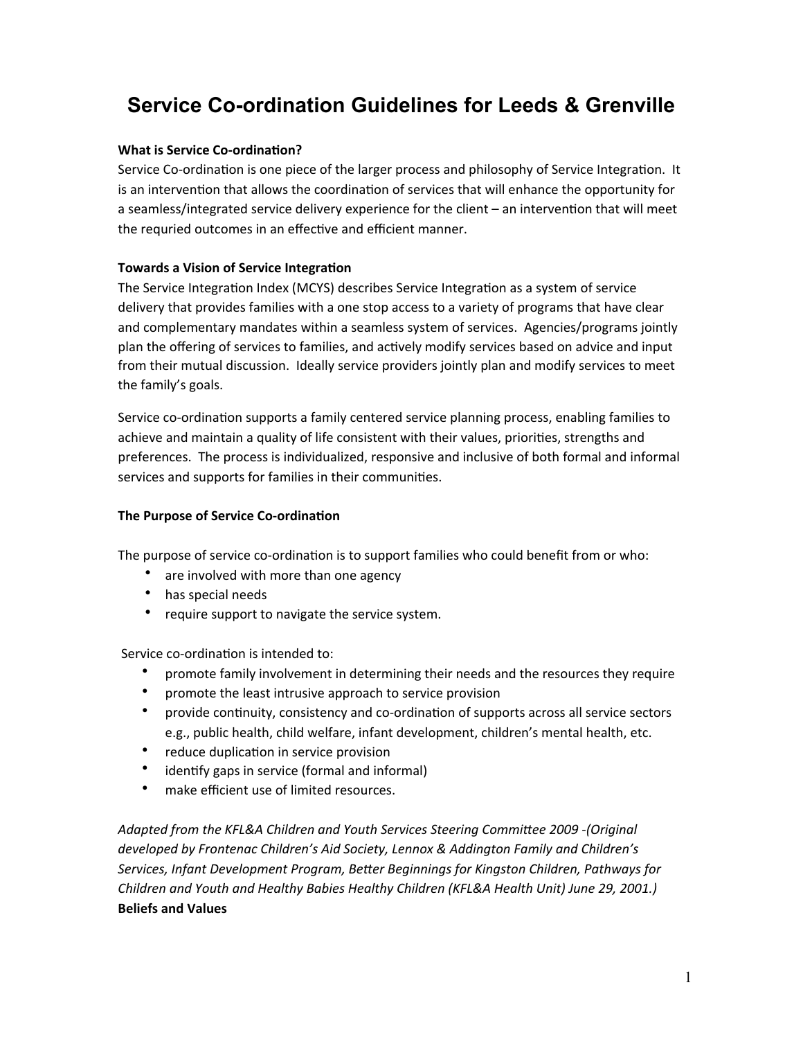# Service Co-ordination Guidelines for Leeds & Grenville

**What is Service Co-ordination?**

Service Co-ordination is one piece of the larger process and philosophy of Service Integration. It is an intervention that allows the coordination of services that will enhance the opportunity for a seamless/integrated service delivery experience for the client – an intervention that will meet the requried outcomes in an effective and efficient manner.

**Towards a Vision of Service Integration**

The Service Integration Index (MCYS) describes Service Integration as a system of service delivery that provides families with a one stop access to a variety of programs that have clear and complementary mandates within a seamless system of services. Agencies/programs jointly plan the offering of services to families, and actively modify services based on advice and input from their mutual discussion. Ideally service providers jointly plan and modify services to meet the family's goals.

Service co-ordination supports a family centered service planning process, enabling families to achieve and maintain a quality of life consistent with their values, priorities, strengths and preferences. The process is individualized, responsive and inclusive of both formal and informal services and supports for families in their communities.

**The Purpose of Service Co-ordination**

The purpose of service co-ordination is to support families who could benefit from or who:

- are involved with more than one agency
- has special needs
- require support to navigate the service system.

Service co-ordination is intended to:

- promote family involvement in determining their needs and the resources they require
- promote the least intrusive approach to service provision
- provide continuity, consistency and co-ordination of supports across all service sectors e.g., public health, child welfare, infant development, children's mental health, etc.
- reduce duplication in service provision
- identify gaps in service (formal and informal)
- make efficient use of limited resources.

*Adapted from the KFL&A Children and Youth Services Steering Committee 2009 -(Original developed by Frontenac Children's Aid Society, Lennox & Addington Family and Children's Services, Infant Development Program, Better Beginnings for Kingston Children, Pathways for Children and Youth and Healthy Babies Healthy Children (KFL&A Health Unit) June 29, 2001.)*

**Beliefs and Values**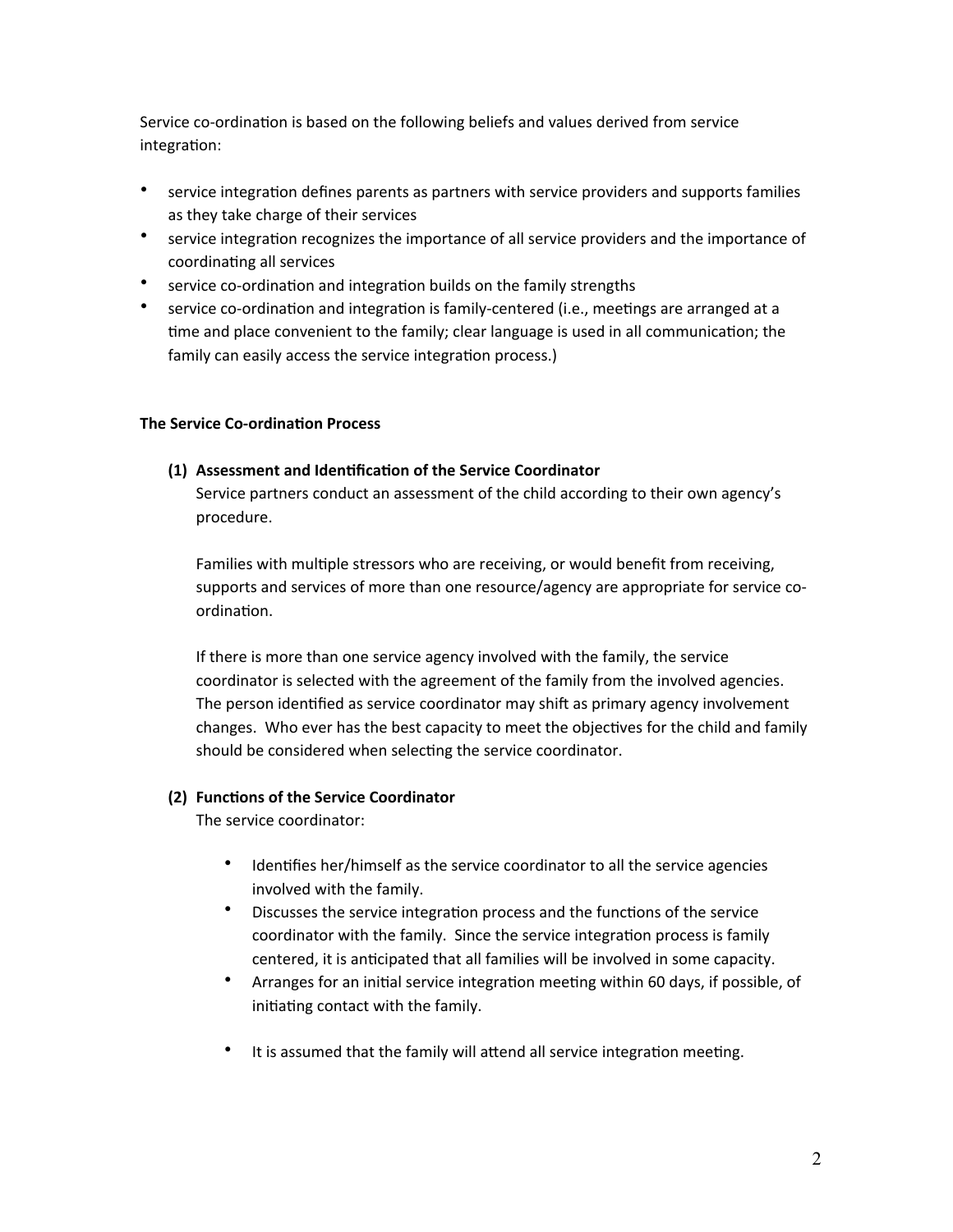Service co-ordination is based on the following beliefs and values derived from service integration:

- service integration defines parents as partners with service providers and supports families as they take charge of their services
- service integration recognizes the importance of all service providers and the importance of coordinating all services
- service co-ordination and integration builds on the family strengths
- service co-ordination and integration is family-centered (i.e., meetings are arranged at a time and place convenient to the family; clear language is used in all communication; the family can easily access the service integration process.)

**The Service Co-ordination Process**

**(1) Assessment and Identification of the Service Coordinator**

Service partners conduct an assessment of the child according to their own agency's procedure.

Families with multiple stressors who are receiving, or would benefit from receiving, supports and services of more than one resource/agency are appropriate for service co-ordination.

If there is more than one service agency involved with the family, the service coordinator is selected with the agreement of the family from the involved agencies. The person identified as service coordinator may shift as primary agency involvement changes. Who ever has the best capacity to meet the objectives for the child and family should be considered when selecting the service coordinator.

**(2) Functions of the Service Coordinator**

The service coordinator:

- Identifies her/himself as the service coordinator to all the service agencies involved with the family.
- Discusses the service integration process and the functions of the service coordinator with the family. Since the service integration process is family centered, it is anticipated that all families will be involved in some capacity.
- Arranges for an initial service integration meeting within 60 days, if possible, of initiating contact with the family.
- It is assumed that the family will attend all service integration meeting.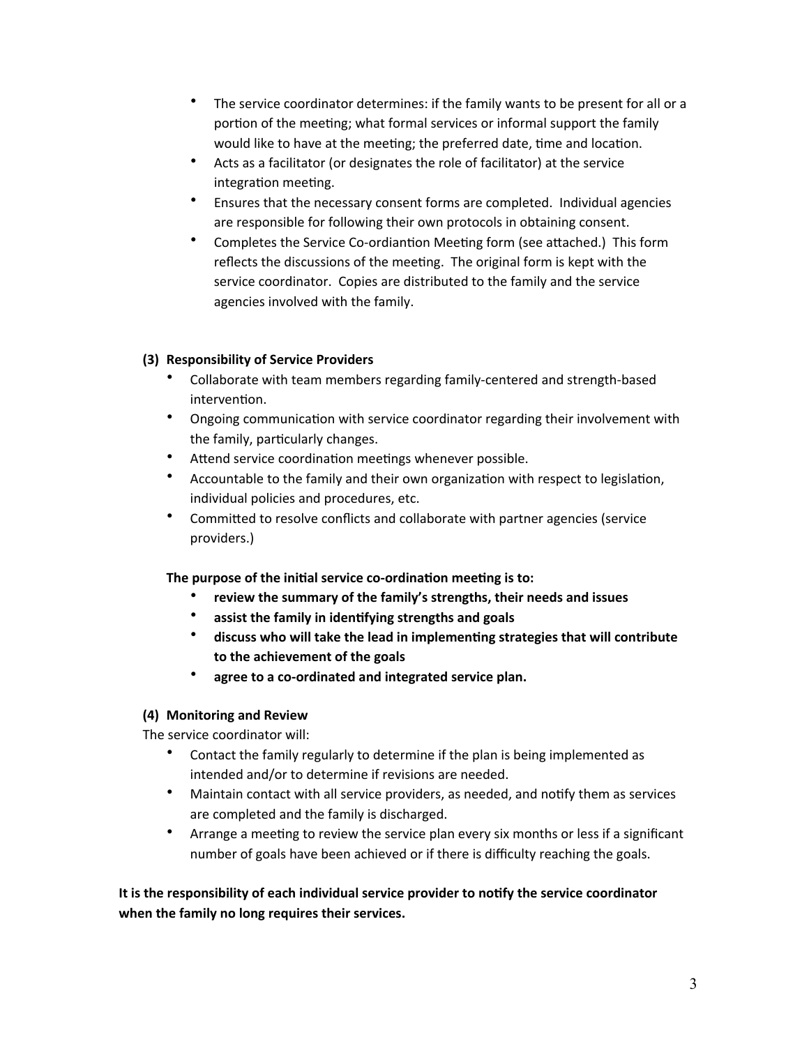- The service coordinator determines: if the family wants to be present for all or a portion of the meeting; what formal services or informal support the family would like to have at the meeting; the preferred date, time and location.
- Acts as a facilitator (or designates the role of facilitator) at the service integration meeting.
- Ensures that the necessary consent forms are completed. Individual agencies are responsible for following their own protocols in obtaining consent.
- Completes the Service Co-ordiantion Meeting form (see attached.) This form reflects the discussions of the meeting. The original form is kept with the service coordinator. Copies are distributed to the family and the service agencies involved with the family.

**(3) Responsibility of Service Providers**

- Collaborate with team members regarding family-centered and strength-based intervention.
- Ongoing communication with service coordinator regarding their involvement with the family, particularly changes.
- Attend service coordination meetings whenever possible.
- Accountable to the family and their own organization with respect to legislation, individual policies and procedures, etc.
- Committed to resolve conflicts and collaborate with partner agencies (service providers.)

**The purpose of the initial service co-ordination meeting is to:**

- **review the summary of the family's strengths, their needs and issues**
- **assist the family in identifying strengths and goals**
- **discuss who will take the lead in implementing strategies that will contribute to the achievement of the goals**
- **agree to a co-ordinated and integrated service plan.**

**(4) Monitoring and Review**

The service coordinator will:

- Contact the family regularly to determine if the plan is being implemented as intended and/or to determine if revisions are needed.
- Maintain contact with all service providers, as needed, and notify them as services are completed and the family is discharged.
- Arrange a meeting to review the service plan every six months or less if a significant number of goals have been achieved or if there is difficulty reaching the goals.

**It is the responsibility of each individual service provider to notify the service coordinator when the family no long requires their services.**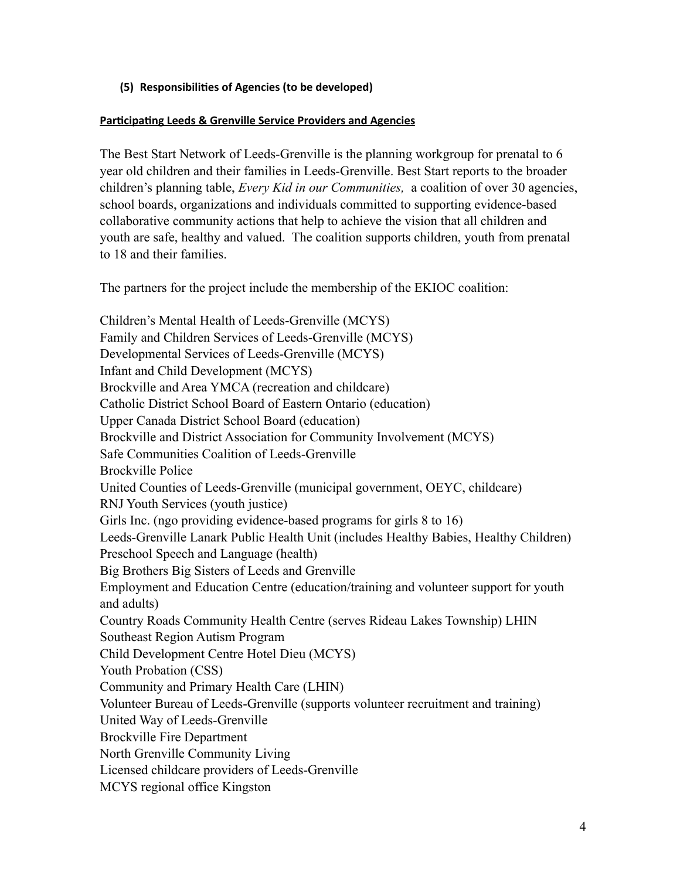**(5) Responsibilities of Agencies (to be developed)**

**Participating Leeds & Grenville Service Providers and Agencies**

The Best Start Network of Leeds-Grenville is the planning workgroup for prenatal to 6 year old children and their families in Leeds-Grenville. Best Start reports to the broader children's planning table, *Every Kid in our Communities,* a coalition of over 30 agencies, school boards, organizations and individuals committed to supporting evidence-based collaborative community actions that help to achieve the vision that all children and youth are safe, healthy and valued. The coalition supports children, youth from prenatal to 18 and their families.

The partners for the project include the membership of the EKIOC coalition:

Children's Mental Health of Leeds-Grenville (MCYS)
Family and Children Services of Leeds-Grenville (MCYS)
Developmental Services of Leeds-Grenville (MCYS)
Infant and Child Development (MCYS)
Brockville and Area YMCA (recreation and childcare)
Catholic District School Board of Eastern Ontario (education)
Upper Canada District School Board (education)
Brockville and District Association for Community Involvement (MCYS)
Safe Communities Coalition of Leeds-Grenville
Brockville Police
United Counties of Leeds-Grenville (municipal government, OEYC, childcare)
RNJ Youth Services (youth justice)
Girls Inc. (ngo providing evidence-based programs for girls 8 to 16)
Leeds-Grenville Lanark Public Health Unit (includes Healthy Babies, Healthy Children)
Preschool Speech and Language (health)
Big Brothers Big Sisters of Leeds and Grenville
Employment and Education Centre (education/training and volunteer support for youth and adults)
Country Roads Community Health Centre (serves Rideau Lakes Township) LHIN
Southeast Region Autism Program
Child Development Centre Hotel Dieu (MCYS)
Youth Probation (CSS)
Community and Primary Health Care (LHIN)
Volunteer Bureau of Leeds-Grenville (supports volunteer recruitment and training)
United Way of Leeds-Grenville
Brockville Fire Department
North Grenville Community Living
Licensed childcare providers of Leeds-Grenville
MCYS regional office Kingston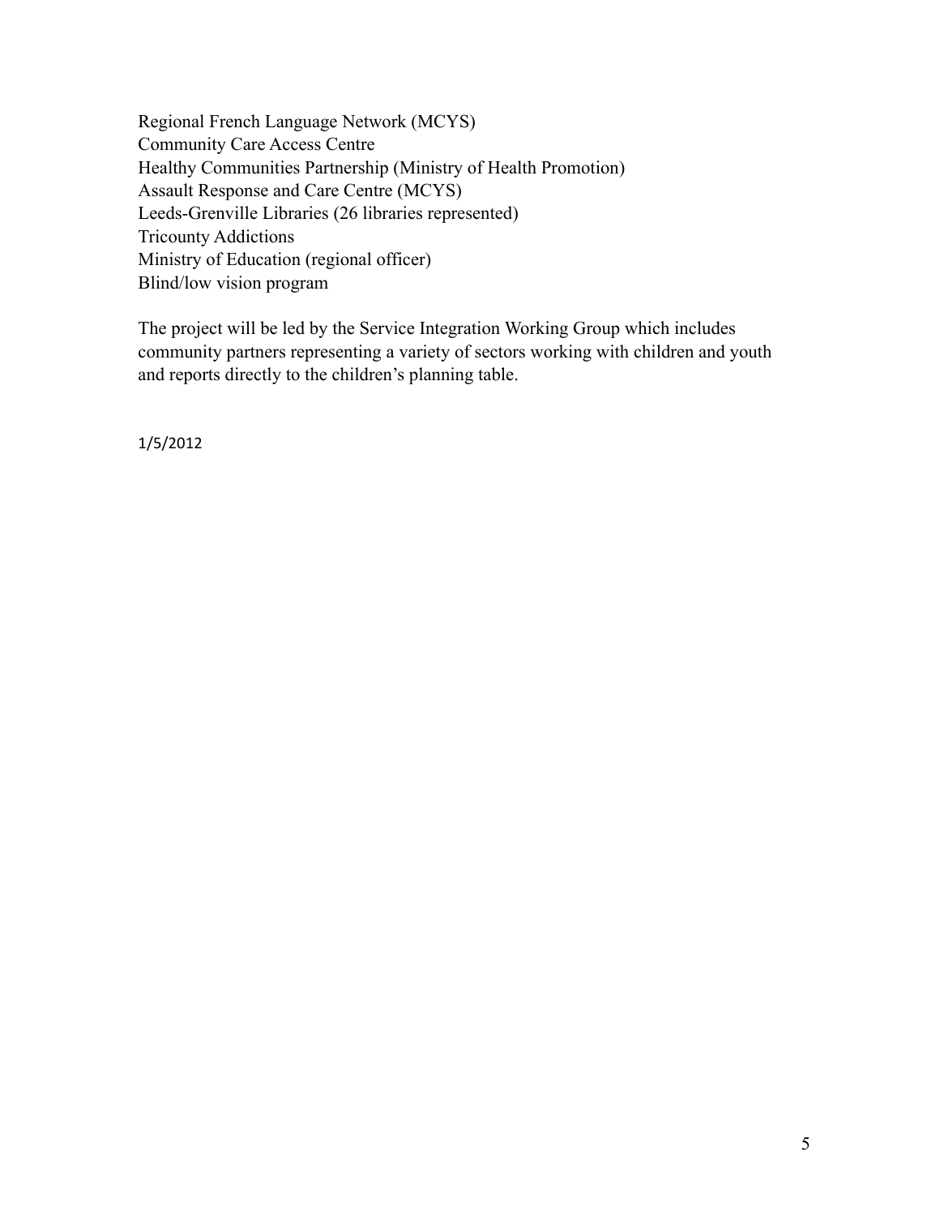Regional French Language Network (MCYS)
Community Care Access Centre
Healthy Communities Partnership (Ministry of Health Promotion)
Assault Response and Care Centre (MCYS)
Leeds-Grenville Libraries (26 libraries represented)
Tricounty Addictions
Ministry of Education (regional officer)
Blind/low vision program

The project will be led by the Service Integration Working Group which includes community partners representing a variety of sectors working with children and youth and reports directly to the children's planning table.

1/5/2012